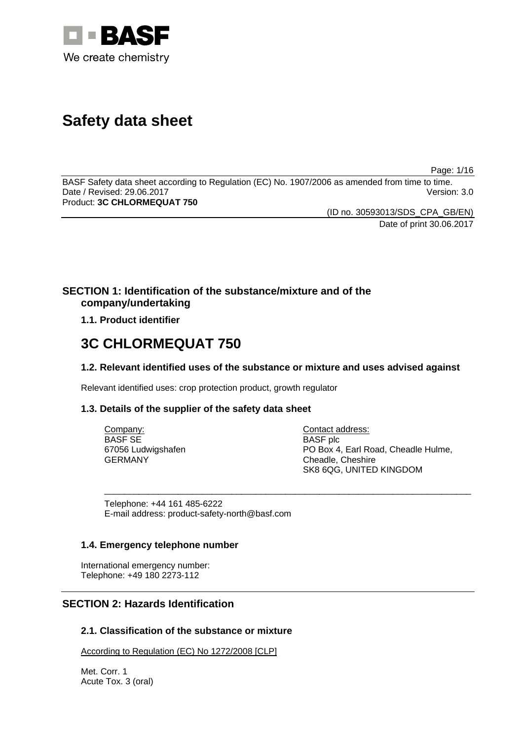BASF
We create chemistry

# Safety data sheet

BASF Safety data sheet according to Regulation (EC) No. 1907/2006 as amended from time to time.
Date / Revised: 29.06.2017 Version: 3.0
Product: **3C CHLORMEQUAT 750**

(ID no. 30593013/SDS_CPA_GB/EN)
Date of print 30.06.2017

## SECTION 1: Identification of the substance/mixture and of the company/undertaking

### 1.1. Product identifier

# 3C CHLORMEQUAT 750

### 1.2. Relevant identified uses of the substance or mixture and uses advised against

Relevant identified uses: crop protection product, growth regulator

### 1.3. Details of the supplier of the safety data sheet

Company:
BASF SE
67056 Ludwigshafen
GERMANY

Contact address:
BASF plc
PO Box 4, Earl Road, Cheadle Hulme,
Cheadle, Cheshire
SK8 6QG, UNITED KINGDOM

Telephone: +44 161 485-6222
E-mail address: product-safety-north@basf.com

### 1.4. Emergency telephone number

International emergency number:
Telephone: +49 180 2273-112

## SECTION 2: Hazards Identification

### 2.1. Classification of the substance or mixture

According to Regulation (EC) No 1272/2008 [CLP]

Met. Corr. 1
Acute Tox. 3 (oral)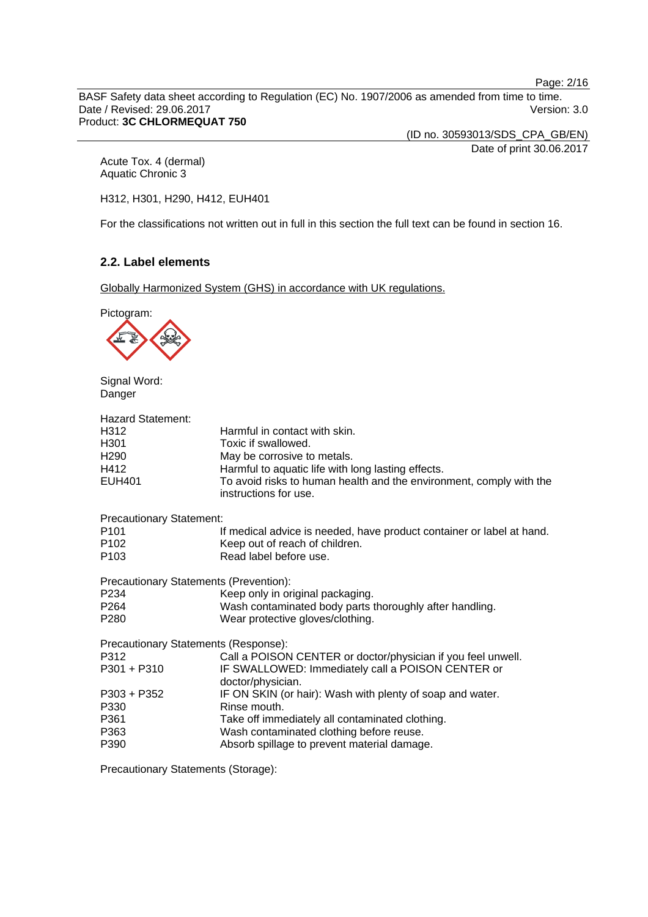Acute Tox. 4 (dermal)
Aquatic Chronic 3

H312, H301, H290, H412, EUH401

For the classifications not written out in full in this section the full text can be found in section 16.

## 2.2. Label elements

Globally Harmonized System (GHS) in accordance with UK regulations.

Pictogram:

Signal Word:
Danger

Hazard Statement:

| | |
|---|---|
| H312 | Harmful in contact with skin. |
| H301 | Toxic if swallowed. |
| H290 | May be corrosive to metals. |
| H412 | Harmful to aquatic life with long lasting effects. |
| EUH401 | To avoid risks to human health and the environment, comply with the instructions for use. |

Precautionary Statement:

| | |
|---|---|
| P101 | If medical advice is needed, have product container or label at hand. |
| P102 | Keep out of reach of children. |
| P103 | Read label before use. |

Precautionary Statements (Prevention):

| | |
|---|---|
| P234 | Keep only in original packaging. |
| P264 | Wash contaminated body parts thoroughly after handling. |
| P280 | Wear protective gloves/clothing. |

Precautionary Statements (Response):

| | |
|---|---|
| P312 | Call a POISON CENTER or doctor/physician if you feel unwell. |
| P301 + P310 | IF SWALLOWED: Immediately call a POISON CENTER or doctor/physician. |
| P303 + P352 | IF ON SKIN (or hair): Wash with plenty of soap and water. |
| P330 | Rinse mouth. |
| P361 | Take off immediately all contaminated clothing. |
| P363 | Wash contaminated clothing before reuse. |
| P390 | Absorb spillage to prevent material damage. |

Precautionary Statements (Storage):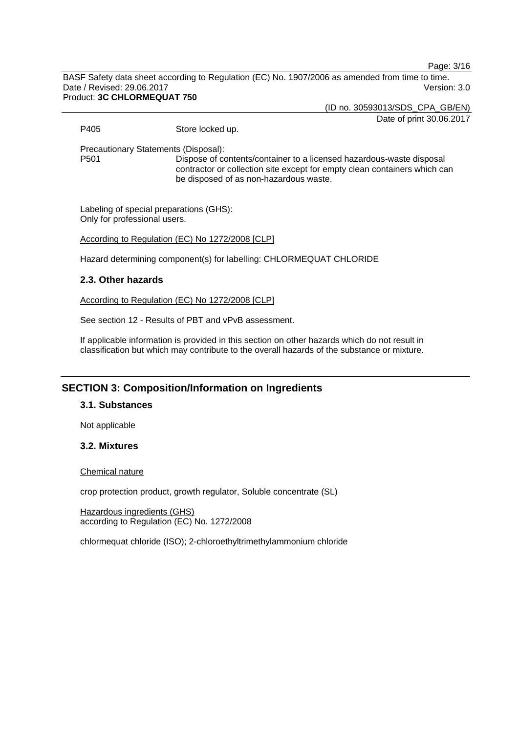P405 Store locked up.

Precautionary Statements (Disposal):

P501 Dispose of contents/container to a licensed hazardous-waste disposal contractor or collection site except for empty clean containers which can be disposed of as non-hazardous waste.

Labeling of special preparations (GHS):
Only for professional users.

According to Regulation (EC) No 1272/2008 [CLP]

Hazard determining component(s) for labelling: CHLORMEQUAT CHLORIDE

### 2.3. Other hazards

According to Regulation (EC) No 1272/2008 [CLP]

See section 12 - Results of PBT and vPvB assessment.

If applicable information is provided in this section on other hazards which do not result in classification but which may contribute to the overall hazards of the substance or mixture.

## SECTION 3: Composition/Information on Ingredients

### 3.1. Substances

Not applicable

### 3.2. Mixtures

Chemical nature

crop protection product, growth regulator, Soluble concentrate (SL)

Hazardous ingredients (GHS)
according to Regulation (EC) No. 1272/2008

chlormequat chloride (ISO); 2-chloroethyltrimethylammonium chloride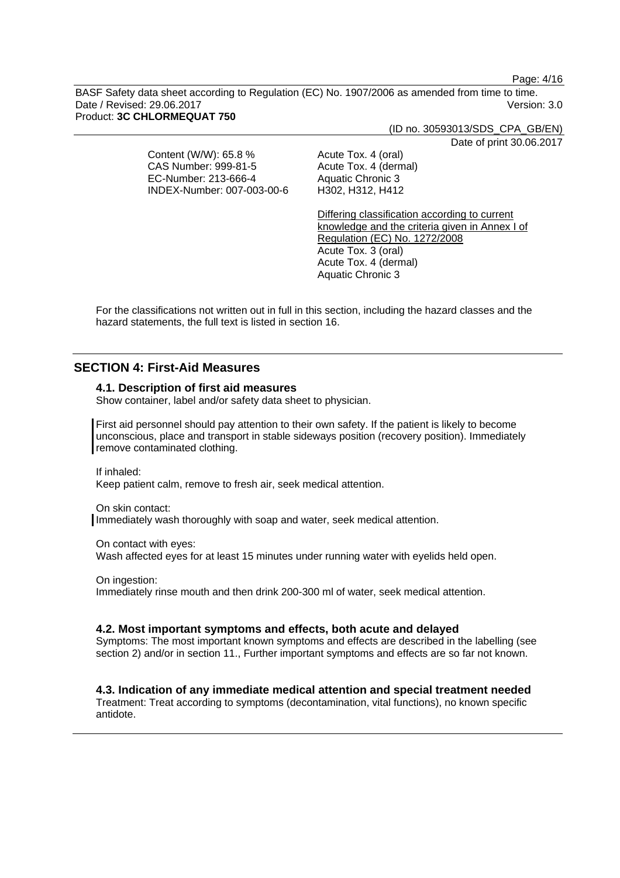| | |
|---|---|
| Content (W/W): 65.8 %<br>CAS Number: 999-81-5<br>EC-Number: 213-666-4<br>INDEX-Number: 007-003-00-6 | Acute Tox. 4 (oral)<br>Acute Tox. 4 (dermal)<br>Aquatic Chronic 3<br>H302, H312, H412<br><br>Differing classification according to current knowledge and the criteria given in Annex I of Regulation (EC) No. 1272/2008<br>Acute Tox. 3 (oral)<br>Acute Tox. 4 (dermal)<br>Aquatic Chronic 3 |

For the classifications not written out in full in this section, including the hazard classes and the hazard statements, the full text is listed in section 16.

## SECTION 4: First-Aid Measures

### 4.1. Description of first aid measures

Show container, label and/or safety data sheet to physician.

First aid personnel should pay attention to their own safety. If the patient is likely to become unconscious, place and transport in stable sideways position (recovery position). Immediately remove contaminated clothing.

If inhaled:
Keep patient calm, remove to fresh air, seek medical attention.

On skin contact:
Immediately wash thoroughly with soap and water, seek medical attention.

On contact with eyes:
Wash affected eyes for at least 15 minutes under running water with eyelids held open.

On ingestion:
Immediately rinse mouth and then drink 200-300 ml of water, seek medical attention.

### 4.2. Most important symptoms and effects, both acute and delayed

Symptoms: The most important known symptoms and effects are described in the labelling (see section 2) and/or in section 11., Further important symptoms and effects are so far not known.

### 4.3. Indication of any immediate medical attention and special treatment needed

Treatment: Treat according to symptoms (decontamination, vital functions), no known specific antidote.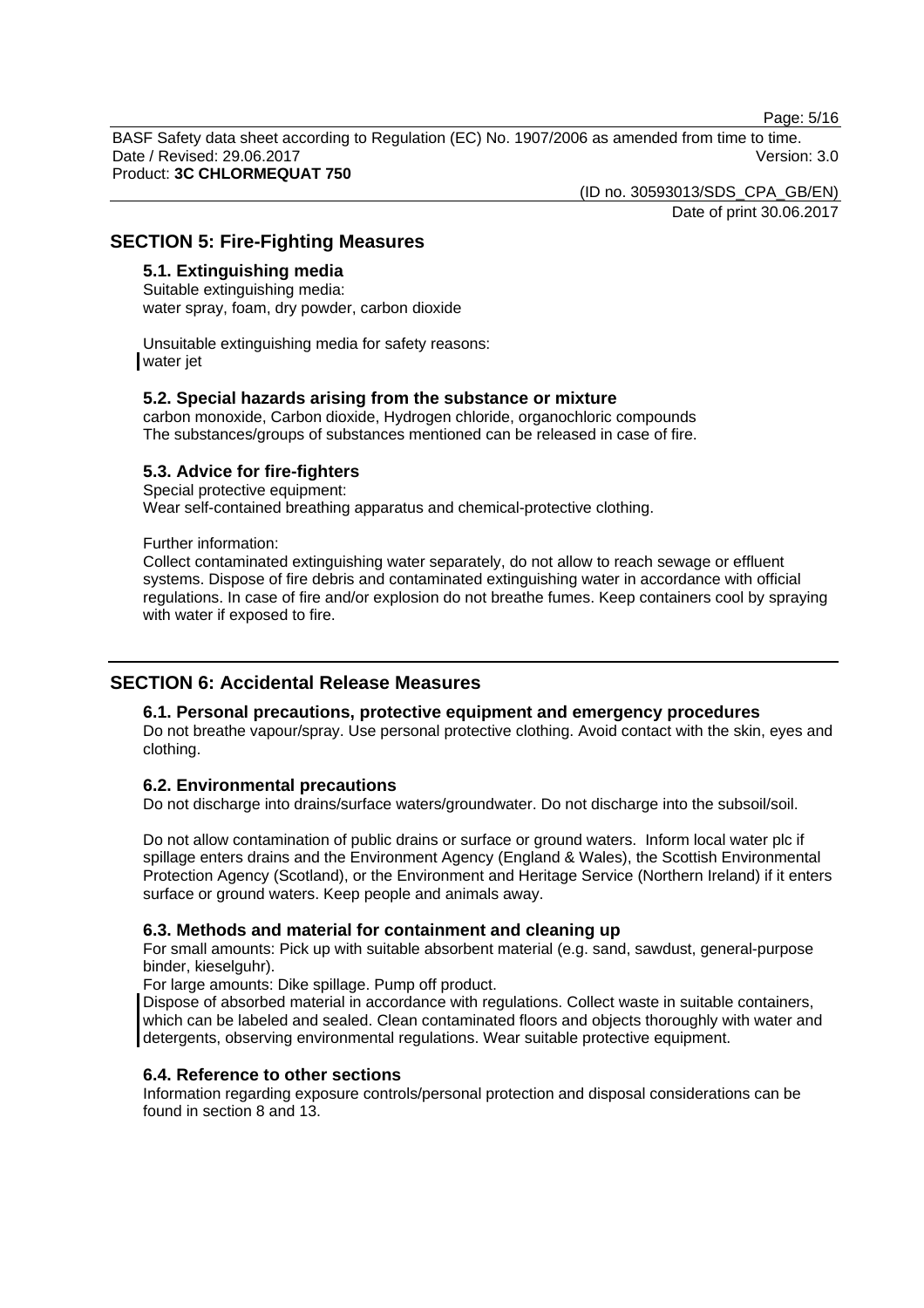## SECTION 5: Fire-Fighting Measures

### 5.1. Extinguishing media

Suitable extinguishing media:
water spray, foam, dry powder, carbon dioxide

Unsuitable extinguishing media for safety reasons:
water jet

### 5.2. Special hazards arising from the substance or mixture

carbon monoxide, Carbon dioxide, Hydrogen chloride, organochloric compounds
The substances/groups of substances mentioned can be released in case of fire.

### 5.3. Advice for fire-fighters

Special protective equipment:
Wear self-contained breathing apparatus and chemical-protective clothing.

Further information:
Collect contaminated extinguishing water separately, do not allow to reach sewage or effluent systems. Dispose of fire debris and contaminated extinguishing water in accordance with official regulations. In case of fire and/or explosion do not breathe fumes. Keep containers cool by spraying with water if exposed to fire.

## SECTION 6: Accidental Release Measures

### 6.1. Personal precautions, protective equipment and emergency procedures

Do not breathe vapour/spray. Use personal protective clothing. Avoid contact with the skin, eyes and clothing.

### 6.2. Environmental precautions

Do not discharge into drains/surface waters/groundwater. Do not discharge into the subsoil/soil.

Do not allow contamination of public drains or surface or ground waters. Inform local water plc if spillage enters drains and the Environment Agency (England & Wales), the Scottish Environmental Protection Agency (Scotland), or the Environment and Heritage Service (Northern Ireland) if it enters surface or ground waters. Keep people and animals away.

### 6.3. Methods and material for containment and cleaning up

For small amounts: Pick up with suitable absorbent material (e.g. sand, sawdust, general-purpose binder, kieselguhr).
For large amounts: Dike spillage. Pump off product.
Dispose of absorbed material in accordance with regulations. Collect waste in suitable containers, which can be labeled and sealed. Clean contaminated floors and objects thoroughly with water and detergents, observing environmental regulations. Wear suitable protective equipment.

### 6.4. Reference to other sections

Information regarding exposure controls/personal protection and disposal considerations can be found in section 8 and 13.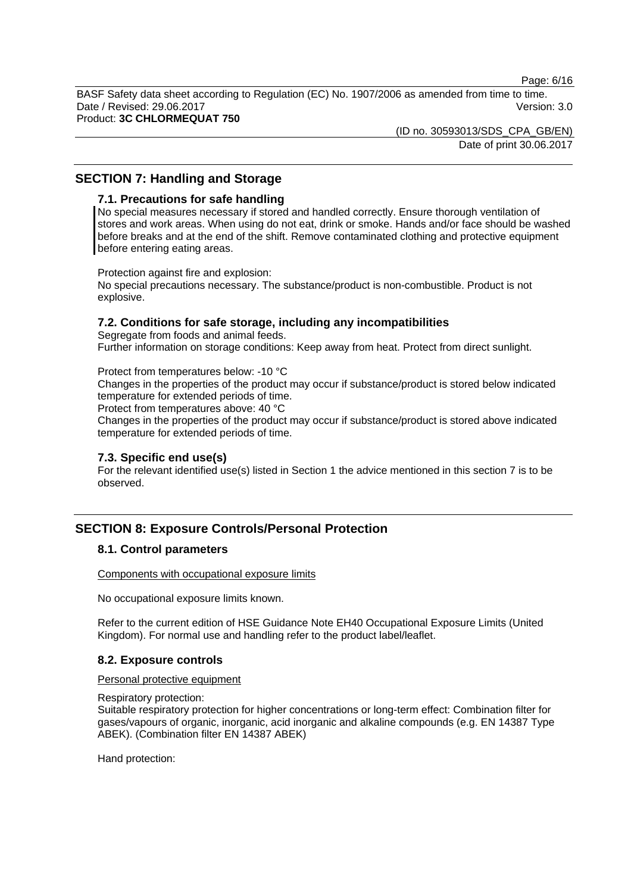## SECTION 7: Handling and Storage

### 7.1. Precautions for safe handling

No special measures necessary if stored and handled correctly. Ensure thorough ventilation of stores and work areas. When using do not eat, drink or smoke. Hands and/or face should be washed before breaks and at the end of the shift. Remove contaminated clothing and protective equipment before entering eating areas.

Protection against fire and explosion:
No special precautions necessary. The substance/product is non-combustible. Product is not explosive.

### 7.2. Conditions for safe storage, including any incompatibilities

Segregate from foods and animal feeds.
Further information on storage conditions: Keep away from heat. Protect from direct sunlight.

Protect from temperatures below: -10 °C
Changes in the properties of the product may occur if substance/product is stored below indicated temperature for extended periods of time.
Protect from temperatures above: 40 °C
Changes in the properties of the product may occur if substance/product is stored above indicated temperature for extended periods of time.

### 7.3. Specific end use(s)

For the relevant identified use(s) listed in Section 1 the advice mentioned in this section 7 is to be observed.

## SECTION 8: Exposure Controls/Personal Protection

### 8.1. Control parameters

Components with occupational exposure limits

No occupational exposure limits known.

Refer to the current edition of HSE Guidance Note EH40 Occupational Exposure Limits (United Kingdom). For normal use and handling refer to the product label/leaflet.

### 8.2. Exposure controls

Personal protective equipment

Respiratory protection:
Suitable respiratory protection for higher concentrations or long-term effect: Combination filter for gases/vapours of organic, inorganic, acid inorganic and alkaline compounds (e.g. EN 14387 Type ABEK). (Combination filter EN 14387 ABEK)

Hand protection: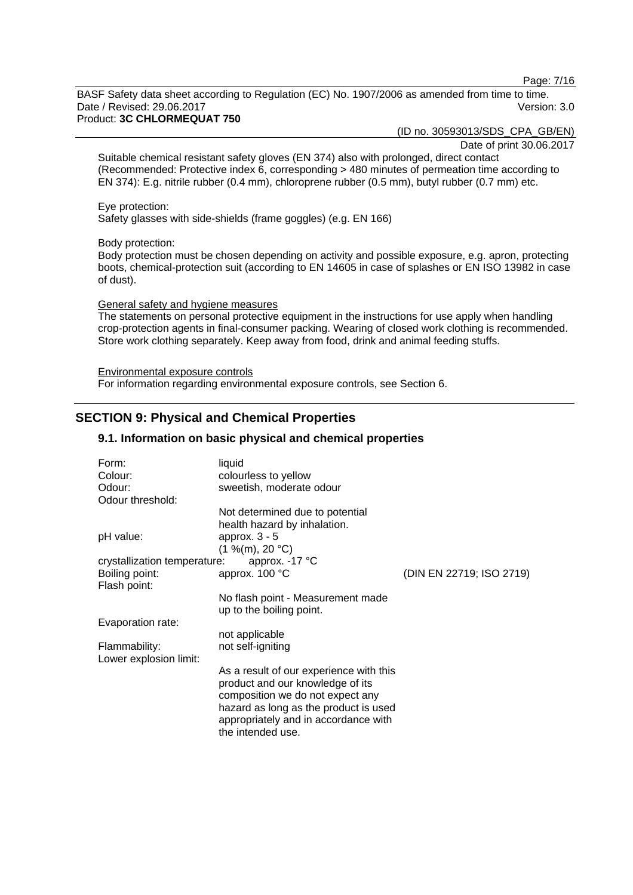Suitable chemical resistant safety gloves (EN 374) also with prolonged, direct contact (Recommended: Protective index 6, corresponding > 480 minutes of permeation time according to EN 374): E.g. nitrile rubber (0.4 mm), chloroprene rubber (0.5 mm), butyl rubber (0.7 mm) etc.

Eye protection:
Safety glasses with side-shields (frame goggles) (e.g. EN 166)

Body protection:
Body protection must be chosen depending on activity and possible exposure, e.g. apron, protecting boots, chemical-protection suit (according to EN 14605 in case of splashes or EN ISO 13982 in case of dust).

General safety and hygiene measures
The statements on personal protective equipment in the instructions for use apply when handling crop-protection agents in final-consumer packing. Wearing of closed work clothing is recommended. Store work clothing separately. Keep away from food, drink and animal feeding stuffs.

Environmental exposure controls
For information regarding environmental exposure controls, see Section 6.

## SECTION 9: Physical and Chemical Properties

### 9.1. Information on basic physical and chemical properties

| | | |
|---|---|---|
| Form: | liquid | |
| Colour: | colourless to yellow | |
| Odour: | sweetish, moderate odour | |
| Odour threshold: | Not determined due to potential health hazard by inhalation. | |
| pH value: | approx. 3 - 5 (1 %(m), 20 °C) | |
| crystallization temperature: | approx. -17 °C | |
| Boiling point: | approx. 100 °C | (DIN EN 22719; ISO 2719) |
| Flash point: | No flash point - Measurement made up to the boiling point. | |
| Evaporation rate: | not applicable | |
| Flammability: | not self-igniting | |
| Lower explosion limit: | As a result of our experience with this product and our knowledge of its composition we do not expect any hazard as long as the product is used appropriately and in accordance with the intended use. | |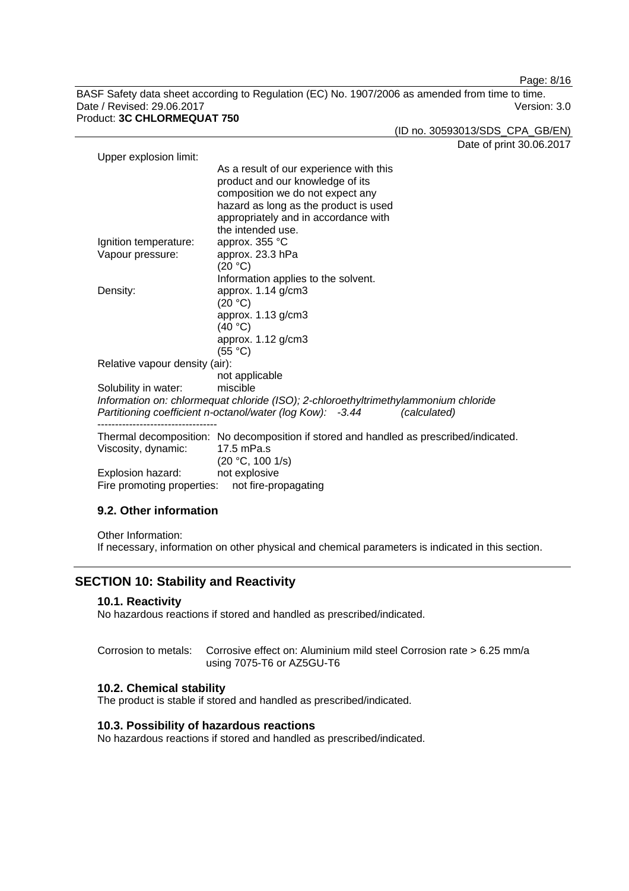Upper explosion limit:
As a result of our experience with this product and our knowledge of its composition we do not expect any hazard as long as the product is used appropriately and in accordance with the intended use.

Ignition temperature: approx. 355 °C

Vapour pressure: approx. 23.3 hPa (20 °C)
Information applies to the solvent.

Density: approx. 1.14 g/cm3 (20 °C)
approx. 1.13 g/cm3 (40 °C)
approx. 1.12 g/cm3 (55 °C)

Relative vapour density (air):
not applicable

Solubility in water: miscible

*Information on: chlormequat chloride (ISO); 2-chloroethyltrimethylammonium chloride*
*Partitioning coefficient n-octanol/water (log Kow): -3.44 (calculated)*

----------------------------------

Thermal decomposition: No decomposition if stored and handled as prescribed/indicated.

Viscosity, dynamic: 17.5 mPa.s (20 °C, 100 1/s)

Explosion hazard: not explosive

Fire promoting properties: not fire-propagating

### 9.2. Other information

Other Information:
If necessary, information on other physical and chemical parameters is indicated in this section.

## SECTION 10: Stability and Reactivity

### 10.1. Reactivity

No hazardous reactions if stored and handled as prescribed/indicated.

Corrosion to metals: Corrosive effect on: Aluminium mild steel Corrosion rate > 6.25 mm/a using 7075-T6 or AZ5GU-T6

### 10.2. Chemical stability

The product is stable if stored and handled as prescribed/indicated.

### 10.3. Possibility of hazardous reactions

No hazardous reactions if stored and handled as prescribed/indicated.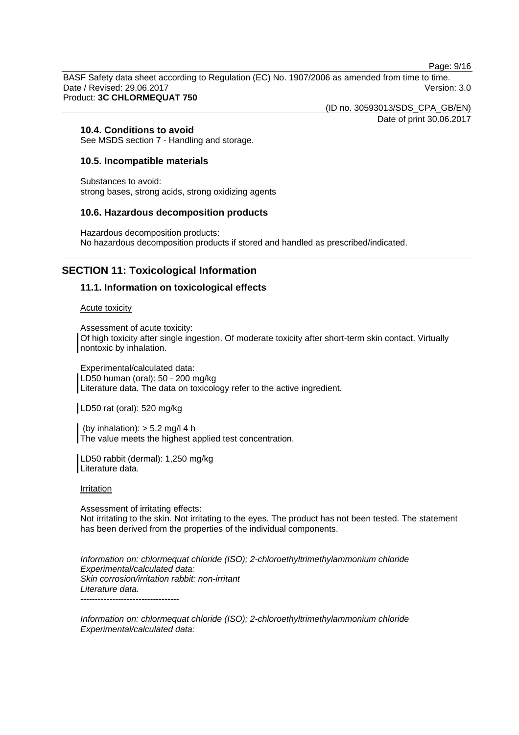### 10.4. Conditions to avoid

See MSDS section 7 - Handling and storage.

### 10.5. Incompatible materials

Substances to avoid:
strong bases, strong acids, strong oxidizing agents

### 10.6. Hazardous decomposition products

Hazardous decomposition products:
No hazardous decomposition products if stored and handled as prescribed/indicated.

## SECTION 11: Toxicological Information

### 11.1. Information on toxicological effects

Acute toxicity

Assessment of acute toxicity:
Of high toxicity after single ingestion. Of moderate toxicity after short-term skin contact. Virtually nontoxic by inhalation.

Experimental/calculated data:
LD50 human (oral): 50 - 200 mg/kg
Literature data. The data on toxicology refer to the active ingredient.

LD50 rat (oral): 520 mg/kg

(by inhalation): > 5.2 mg/l 4 h
The value meets the highest applied test concentration.

LD50 rabbit (dermal): 1,250 mg/kg
Literature data.

Irritation

Assessment of irritating effects:
Not irritating to the skin. Not irritating to the eyes. The product has not been tested. The statement has been derived from the properties of the individual components.

*Information on: chlormequat chloride (ISO); 2-chloroethyltrimethylammonium chloride*
*Experimental/calculated data:*
*Skin corrosion/irritation rabbit: non-irritant*
*Literature data.*
----------------------------------

*Information on: chlormequat chloride (ISO); 2-chloroethyltrimethylammonium chloride*
*Experimental/calculated data:*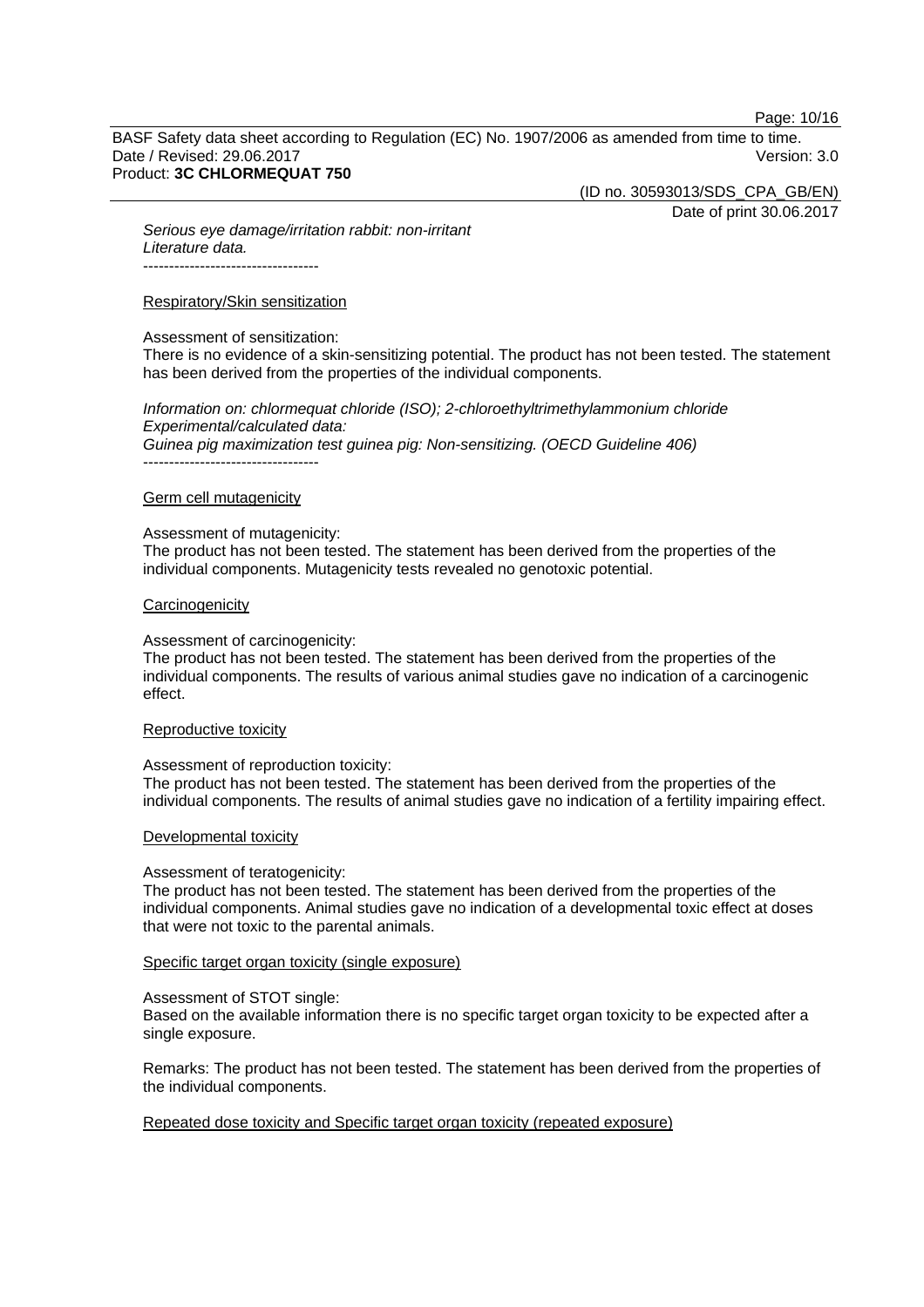*Serious eye damage/irritation rabbit: non-irritant*
*Literature data.*
----------------------------------

Respiratory/Skin sensitization

Assessment of sensitization:
There is no evidence of a skin-sensitizing potential. The product has not been tested. The statement has been derived from the properties of the individual components.

*Information on: chlormequat chloride (ISO); 2-chloroethyltrimethylammonium chloride*
*Experimental/calculated data:*
*Guinea pig maximization test guinea pig: Non-sensitizing. (OECD Guideline 406)*
----------------------------------

Germ cell mutagenicity

Assessment of mutagenicity:
The product has not been tested. The statement has been derived from the properties of the individual components. Mutagenicity tests revealed no genotoxic potential.

Carcinogenicity

Assessment of carcinogenicity:
The product has not been tested. The statement has been derived from the properties of the individual components. The results of various animal studies gave no indication of a carcinogenic effect.

Reproductive toxicity

Assessment of reproduction toxicity:
The product has not been tested. The statement has been derived from the properties of the individual components. The results of animal studies gave no indication of a fertility impairing effect.

Developmental toxicity

Assessment of teratogenicity:
The product has not been tested. The statement has been derived from the properties of the individual components. Animal studies gave no indication of a developmental toxic effect at doses that were not toxic to the parental animals.

Specific target organ toxicity (single exposure)

Assessment of STOT single:
Based on the available information there is no specific target organ toxicity to be expected after a single exposure.

Remarks: The product has not been tested. The statement has been derived from the properties of the individual components.

Repeated dose toxicity and Specific target organ toxicity (repeated exposure)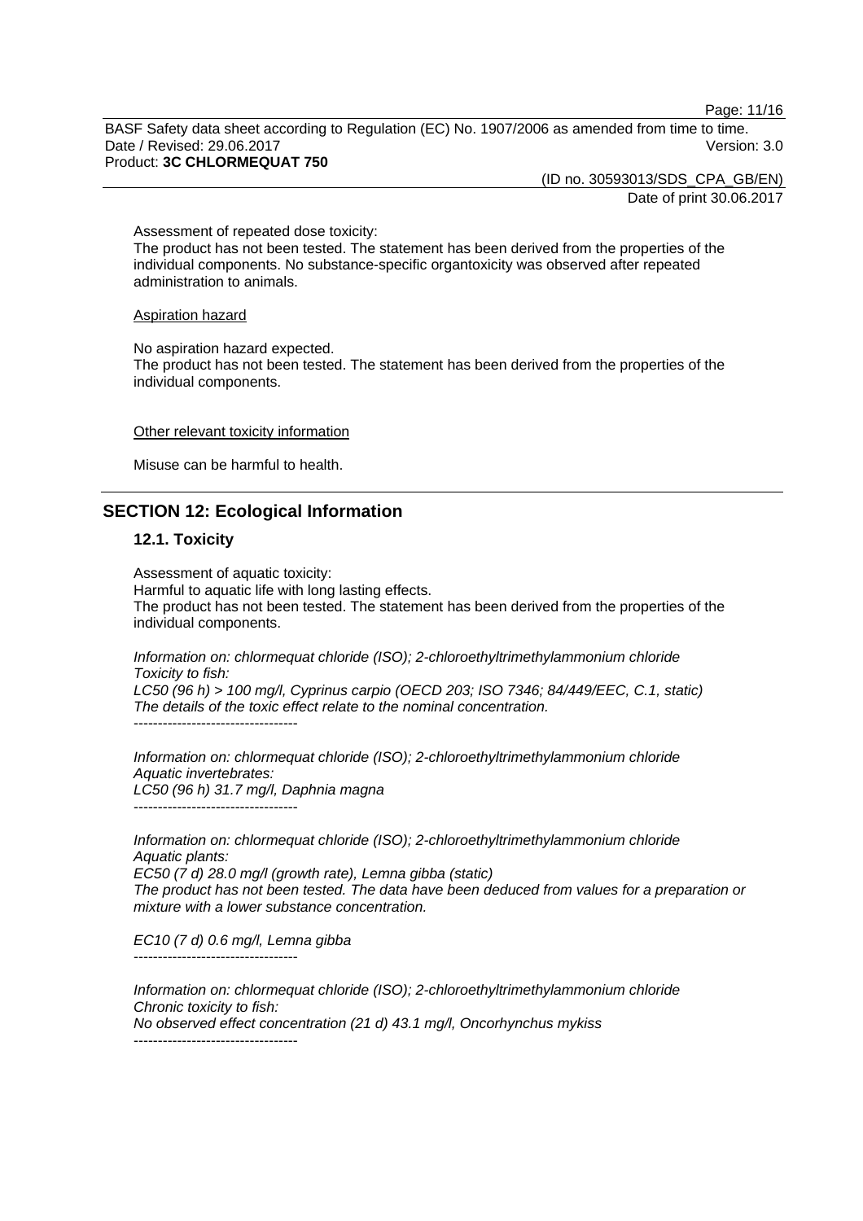Assessment of repeated dose toxicity:
The product has not been tested. The statement has been derived from the properties of the individual components. No substance-specific organtoxicity was observed after repeated administration to animals.

Aspiration hazard

No aspiration hazard expected.
The product has not been tested. The statement has been derived from the properties of the individual components.

Other relevant toxicity information

Misuse can be harmful to health.

## SECTION 12: Ecological Information

### 12.1. Toxicity

Assessment of aquatic toxicity:
Harmful to aquatic life with long lasting effects.
The product has not been tested. The statement has been derived from the properties of the individual components.

*Information on: chlormequat chloride (ISO); 2-chloroethyltrimethylammonium chloride*
*Toxicity to fish:*
*LC50 (96 h) > 100 mg/l, Cyprinus carpio (OECD 203; ISO 7346; 84/449/EEC, C.1, static)*
*The details of the toxic effect relate to the nominal concentration.*
----------------------------------

*Information on: chlormequat chloride (ISO); 2-chloroethyltrimethylammonium chloride*
*Aquatic invertebrates:*
*LC50 (96 h) 31.7 mg/l, Daphnia magna*
----------------------------------

*Information on: chlormequat chloride (ISO); 2-chloroethyltrimethylammonium chloride*
*Aquatic plants:*
*EC50 (7 d) 28.0 mg/l (growth rate), Lemna gibba (static)*
*The product has not been tested. The data have been deduced from values for a preparation or mixture with a lower substance concentration.*

*EC10 (7 d) 0.6 mg/l, Lemna gibba*
----------------------------------

*Information on: chlormequat chloride (ISO); 2-chloroethyltrimethylammonium chloride*
*Chronic toxicity to fish:*
*No observed effect concentration (21 d) 43.1 mg/l, Oncorhynchus mykiss*
----------------------------------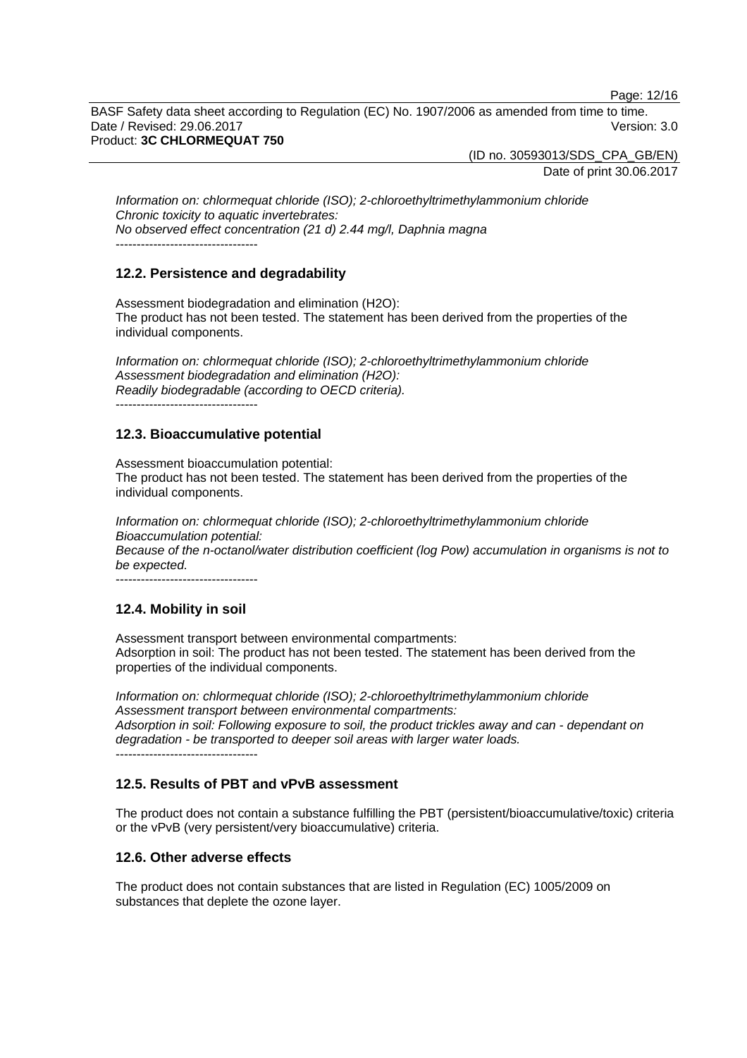*Information on: chlormequat chloride (ISO); 2-chloroethyltrimethylammonium chloride*
*Chronic toxicity to aquatic invertebrates:*
*No observed effect concentration (21 d) 2.44 mg/l, Daphnia magna*
----------------------------------

### 12.2. Persistence and degradability

Assessment biodegradation and elimination (H2O):
The product has not been tested. The statement has been derived from the properties of the individual components.

*Information on: chlormequat chloride (ISO); 2-chloroethyltrimethylammonium chloride*
*Assessment biodegradation and elimination (H2O):*
*Readily biodegradable (according to OECD criteria).*
----------------------------------

### 12.3. Bioaccumulative potential

Assessment bioaccumulation potential:
The product has not been tested. The statement has been derived from the properties of the individual components.

*Information on: chlormequat chloride (ISO); 2-chloroethyltrimethylammonium chloride*
*Bioaccumulation potential:*
*Because of the n-octanol/water distribution coefficient (log Pow) accumulation in organisms is not to be expected.*
----------------------------------

### 12.4. Mobility in soil

Assessment transport between environmental compartments:
Adsorption in soil: The product has not been tested. The statement has been derived from the properties of the individual components.

*Information on: chlormequat chloride (ISO); 2-chloroethyltrimethylammonium chloride*
*Assessment transport between environmental compartments:*
*Adsorption in soil: Following exposure to soil, the product trickles away and can - dependant on degradation - be transported to deeper soil areas with larger water loads.*
----------------------------------

### 12.5. Results of PBT and vPvB assessment

The product does not contain a substance fulfilling the PBT (persistent/bioaccumulative/toxic) criteria or the vPvB (very persistent/very bioaccumulative) criteria.

### 12.6. Other adverse effects

The product does not contain substances that are listed in Regulation (EC) 1005/2009 on substances that deplete the ozone layer.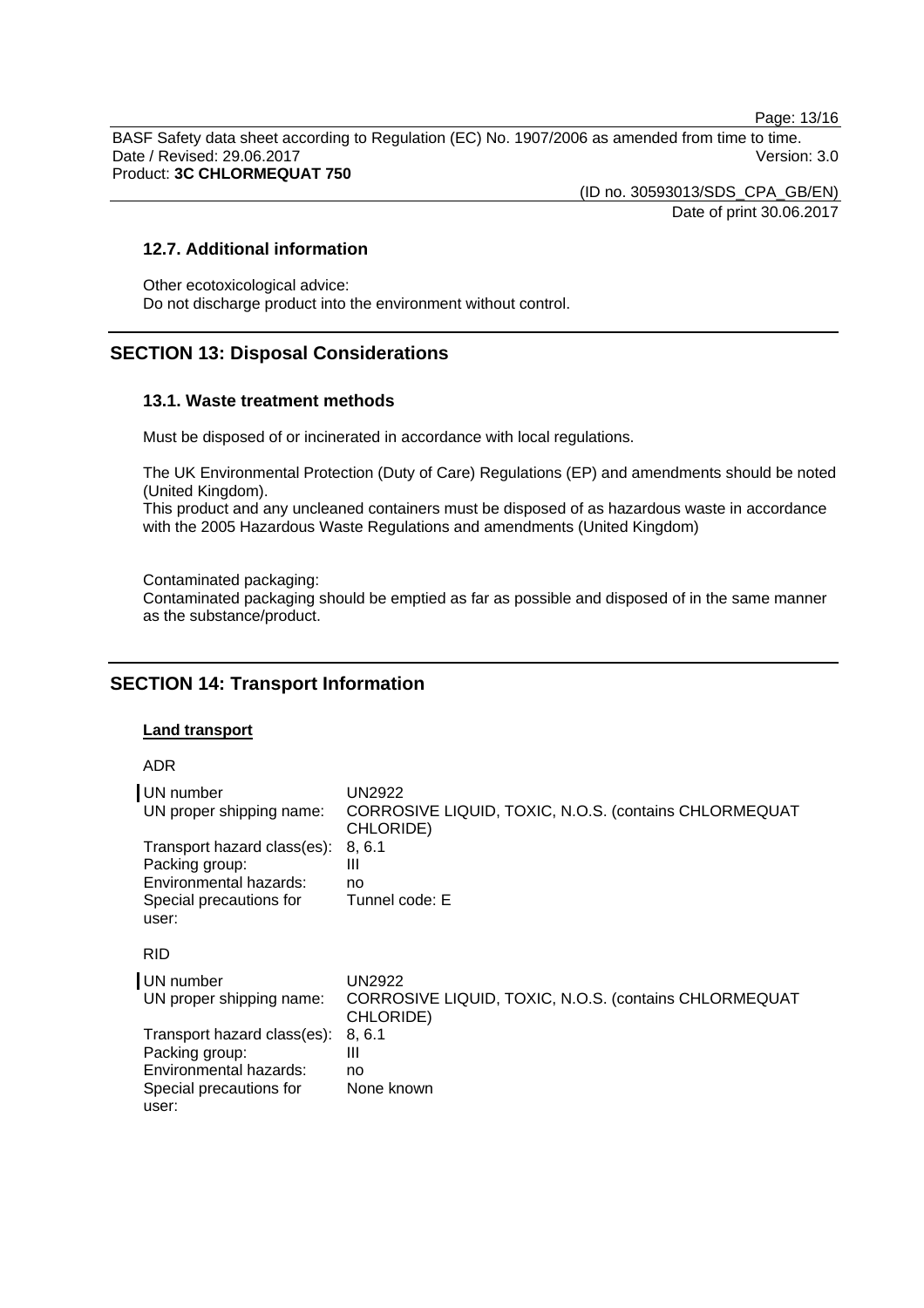### 12.7. Additional information

Other ecotoxicological advice:
Do not discharge product into the environment without control.

## SECTION 13: Disposal Considerations

### 13.1. Waste treatment methods

Must be disposed of or incinerated in accordance with local regulations.

The UK Environmental Protection (Duty of Care) Regulations (EP) and amendments should be noted (United Kingdom).
This product and any uncleaned containers must be disposed of as hazardous waste in accordance with the 2005 Hazardous Waste Regulations and amendments (United Kingdom)

Contaminated packaging:
Contaminated packaging should be emptied as far as possible and disposed of in the same manner as the substance/product.

## SECTION 14: Transport Information

**Land transport**

ADR

| | |
|---|---|
| UN number | UN2922 |
| UN proper shipping name: | CORROSIVE LIQUID, TOXIC, N.O.S. (contains CHLORMEQUAT CHLORIDE) |
| Transport hazard class(es): | 8, 6.1 |
| Packing group: | III |
| Environmental hazards: | no |
| Special precautions for user: | Tunnel code: E |

RID

| | |
|---|---|
| UN number | UN2922 |
| UN proper shipping name: | CORROSIVE LIQUID, TOXIC, N.O.S. (contains CHLORMEQUAT CHLORIDE) |
| Transport hazard class(es): | 8, 6.1 |
| Packing group: | III |
| Environmental hazards: | no |
| Special precautions for user: | None known |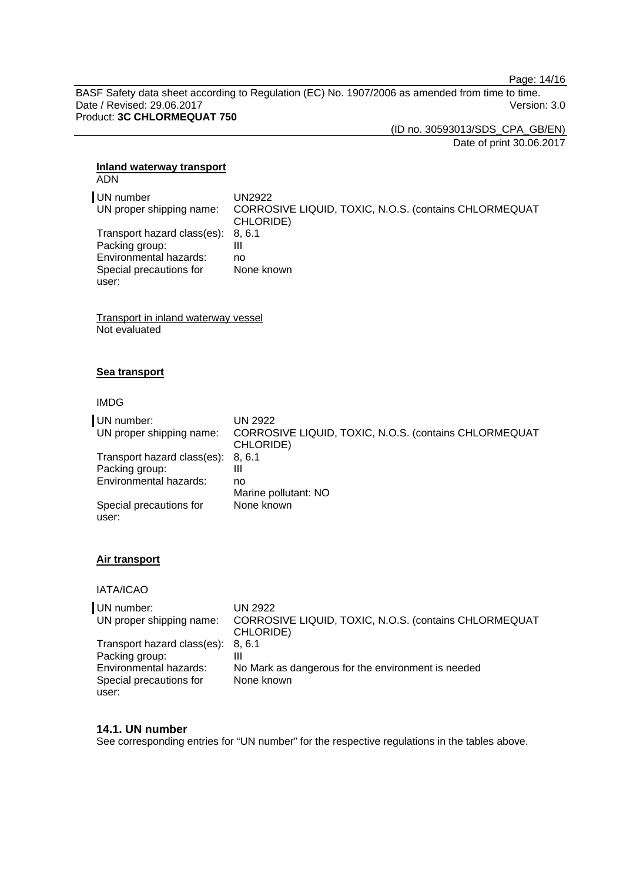**Inland waterway transport**
ADN

| | |
|---|---|
| UN number | UN2922 |
| UN proper shipping name: | CORROSIVE LIQUID, TOXIC, N.O.S. (contains CHLORMEQUAT CHLORIDE) |
| Transport hazard class(es): | 8, 6.1 |
| Packing group: | III |
| Environmental hazards: | no |
| Special precautions for user: | None known |

Transport in inland waterway vessel
Not evaluated

**Sea transport**

IMDG

| | |
|---|---|
| UN number: | UN 2922 |
| UN proper shipping name: | CORROSIVE LIQUID, TOXIC, N.O.S. (contains CHLORMEQUAT CHLORIDE) |
| Transport hazard class(es): | 8, 6.1 |
| Packing group: | III |
| Environmental hazards: | no<br>Marine pollutant: NO |
| Special precautions for user: | None known |

**Air transport**

IATA/ICAO

| | |
|---|---|
| UN number: | UN 2922 |
| UN proper shipping name: | CORROSIVE LIQUID, TOXIC, N.O.S. (contains CHLORMEQUAT CHLORIDE) |
| Transport hazard class(es): | 8, 6.1 |
| Packing group: | III |
| Environmental hazards: | No Mark as dangerous for the environment is needed |
| Special precautions for user: | None known |

### 14.1. UN number

See corresponding entries for “UN number” for the respective regulations in the tables above.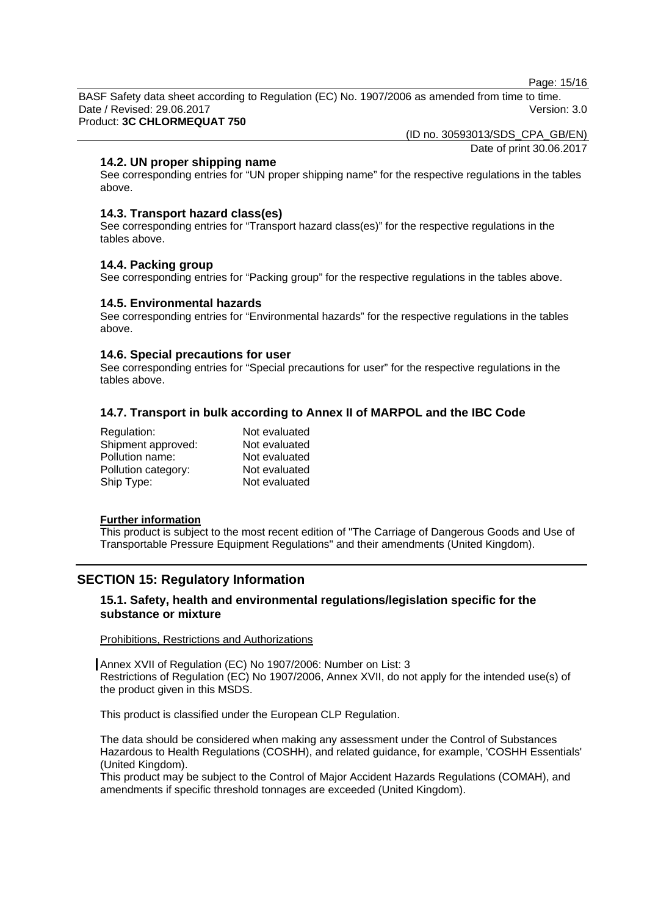### 14.2. UN proper shipping name

See corresponding entries for "UN proper shipping name" for the respective regulations in the tables above.

### 14.3. Transport hazard class(es)

See corresponding entries for "Transport hazard class(es)" for the respective regulations in the tables above.

### 14.4. Packing group

See corresponding entries for "Packing group" for the respective regulations in the tables above.

### 14.5. Environmental hazards

See corresponding entries for "Environmental hazards" for the respective regulations in the tables above.

### 14.6. Special precautions for user

See corresponding entries for "Special precautions for user" for the respective regulations in the tables above.

### 14.7. Transport in bulk according to Annex II of MARPOL and the IBC Code

| | |
|---|---|
| Regulation: | Not evaluated |
| Shipment approved: | Not evaluated |
| Pollution name: | Not evaluated |
| Pollution category: | Not evaluated |
| Ship Type: | Not evaluated |

**Further information**

This product is subject to the most recent edition of "The Carriage of Dangerous Goods and Use of Transportable Pressure Equipment Regulations" and their amendments (United Kingdom).

## SECTION 15: Regulatory Information

### 15.1. Safety, health and environmental regulations/legislation specific for the substance or mixture

Prohibitions, Restrictions and Authorizations

Annex XVII of Regulation (EC) No 1907/2006: Number on List: 3
Restrictions of Regulation (EC) No 1907/2006, Annex XVII, do not apply for the intended use(s) of the product given in this MSDS.

This product is classified under the European CLP Regulation.

The data should be considered when making any assessment under the Control of Substances Hazardous to Health Regulations (COSHH), and related guidance, for example, 'COSHH Essentials' (United Kingdom).
This product may be subject to the Control of Major Accident Hazards Regulations (COMAH), and amendments if specific threshold tonnages are exceeded (United Kingdom).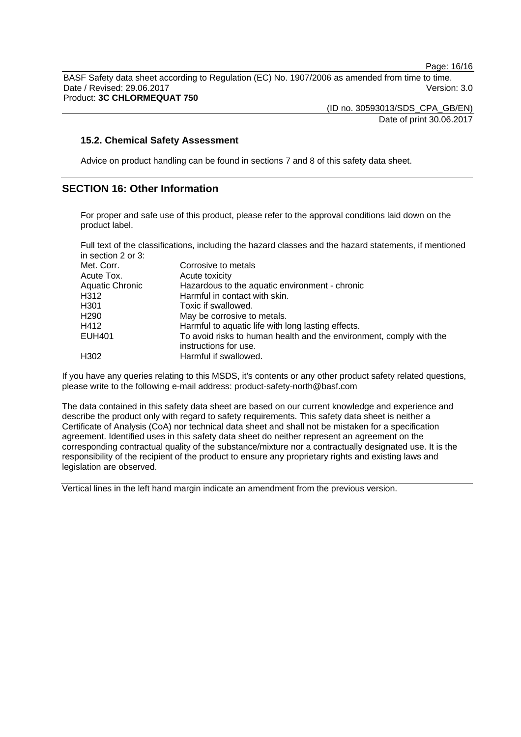### 15.2. Chemical Safety Assessment

Advice on product handling can be found in sections 7 and 8 of this safety data sheet.

## SECTION 16: Other Information

For proper and safe use of this product, please refer to the approval conditions laid down on the product label.

Full text of the classifications, including the hazard classes and the hazard statements, if mentioned in section 2 or 3:

| | |
|---|---|
| Met. Corr. | Corrosive to metals |
| Acute Tox. | Acute toxicity |
| Aquatic Chronic | Hazardous to the aquatic environment - chronic |
| H312 | Harmful in contact with skin. |
| H301 | Toxic if swallowed. |
| H290 | May be corrosive to metals. |
| H412 | Harmful to aquatic life with long lasting effects. |
| EUH401 | To avoid risks to human health and the environment, comply with the instructions for use. |
| H302 | Harmful if swallowed. |

If you have any queries relating to this MSDS, it's contents or any other product safety related questions, please write to the following e-mail address: product-safety-north@basf.com

The data contained in this safety data sheet are based on our current knowledge and experience and describe the product only with regard to safety requirements. This safety data sheet is neither a Certificate of Analysis (CoA) nor technical data sheet and shall not be mistaken for a specification agreement. Identified uses in this safety data sheet do neither represent an agreement on the corresponding contractual quality of the substance/mixture nor a contractually designated use. It is the responsibility of the recipient of the product to ensure any proprietary rights and existing laws and legislation are observed.

Vertical lines in the left hand margin indicate an amendment from the previous version.